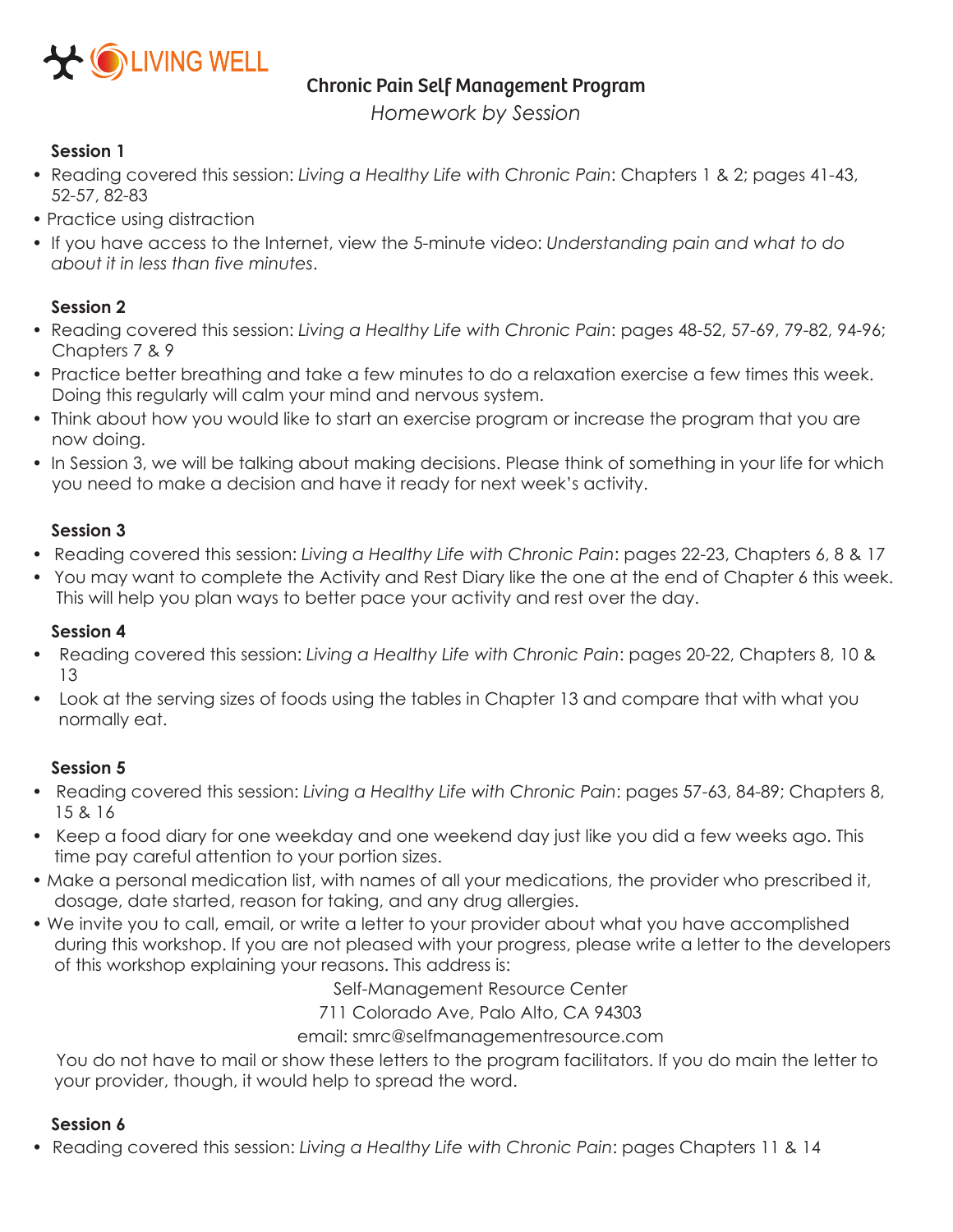LIVING WELL

# Chronic Pain Self Management Program

*Homework by Session*

**Session 1**

- Reading covered this session: *Living a Healthy Life with Chronic Pain*: Chapters 1 & 2; pages 41-43, 52-57, 82-83
- Practice using distraction
- If you have access to the Internet, view the 5-minute video: *Understanding pain and what to do about it in less than five minutes*.

**Session 2**

- Reading covered this session: *Living a Healthy Life with Chronic Pain*: pages 48-52, 57-69, 79-82, 94-96; Chapters 7 & 9
- Practice better breathing and take a few minutes to do a relaxation exercise a few times this week. Doing this regularly will calm your mind and nervous system.
- Think about how you would like to start an exercise program or increase the program that you are now doing.
- In Session 3, we will be talking about making decisions. Please think of something in your life for which you need to make a decision and have it ready for next week's activity.

**Session 3**

- Reading covered this session: *Living a Healthy Life with Chronic Pain*: pages 22-23, Chapters 6, 8 & 17
- You may want to complete the Activity and Rest Diary like the one at the end of Chapter 6 this week. This will help you plan ways to better pace your activity and rest over the day.

**Session 4**

- Reading covered this session: *Living a Healthy Life with Chronic Pain*: pages 20-22, Chapters 8, 10 & 13
- Look at the serving sizes of foods using the tables in Chapter 13 and compare that with what you normally eat.

**Session 5**

- Reading covered this session: *Living a Healthy Life with Chronic Pain*: pages 57-63, 84-89; Chapters 8, 15 & 16
- Keep a food diary for one weekday and one weekend day just like you did a few weeks ago. This time pay careful attention to your portion sizes.
- Make a personal medication list, with names of all your medications, the provider who prescribed it, dosage, date started, reason for taking, and any drug allergies.
- We invite you to call, email, or write a letter to your provider about what you have accomplished during this workshop. If you are not pleased with your progress, please write a letter to the developers of this workshop explaining your reasons. This address is:

  Self-Management Resource Center
  711 Colorado Ave, Palo Alto, CA 94303
  email: smrc@selfmanagementresource.com

  You do not have to mail or show these letters to the program facilitators. If you do main the letter to your provider, though, it would help to spread the word.

**Session 6**

- Reading covered this session: *Living a Healthy Life with Chronic Pain*: pages Chapters 11 & 14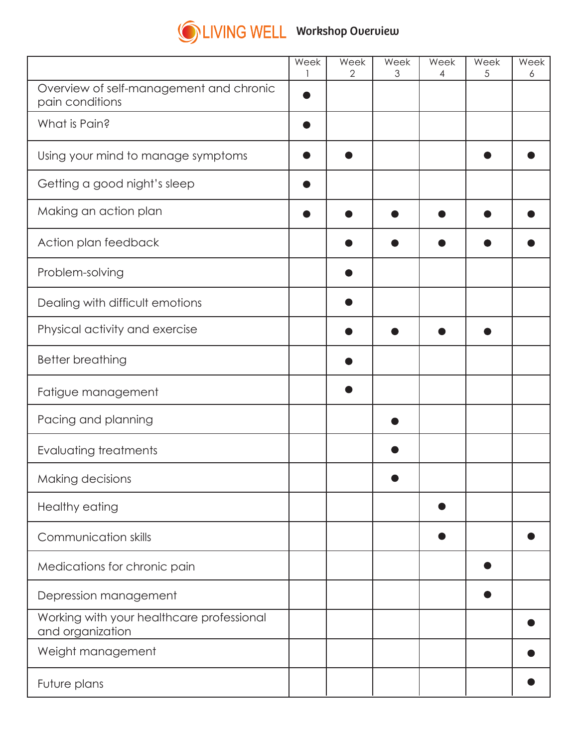# LIVING WELL Workshop Overview

| | Week 1 | Week 2 | Week 3 | Week 4 | Week 5 | Week 6 |
|---|---|---|---|---|---|---|
| Overview of self-management and chronic pain conditions | ● | | | | | |
| What is Pain? | ● | | | | | |
| Using your mind to manage symptoms | ● | ● | | | ● | ● |
| Getting a good night's sleep | ● | | | | | |
| Making an action plan | ● | ● | ● | ● | ● | ● |
| Action plan feedback | | ● | ● | ● | ● | ● |
| Problem-solving | | ● | | | | |
| Dealing with difficult emotions | | ● | | | | |
| Physical activity and exercise | | ● | ● | ● | ● | |
| Better breathing | | ● | | | | |
| Fatigue management | | ● | | | | |
| Pacing and planning | | | ● | | | |
| Evaluating treatments | | | ● | | | |
| Making decisions | | | ● | | | |
| Healthy eating | | | | ● | | |
| Communication skills | | | | ● | | ● |
| Medications for chronic pain | | | | | ● | |
| Depression management | | | | | ● | |
| Working with your healthcare professional and organization | | | | | | ● |
| Weight management | | | | | | ● |
| Future plans | | | | | | ● |